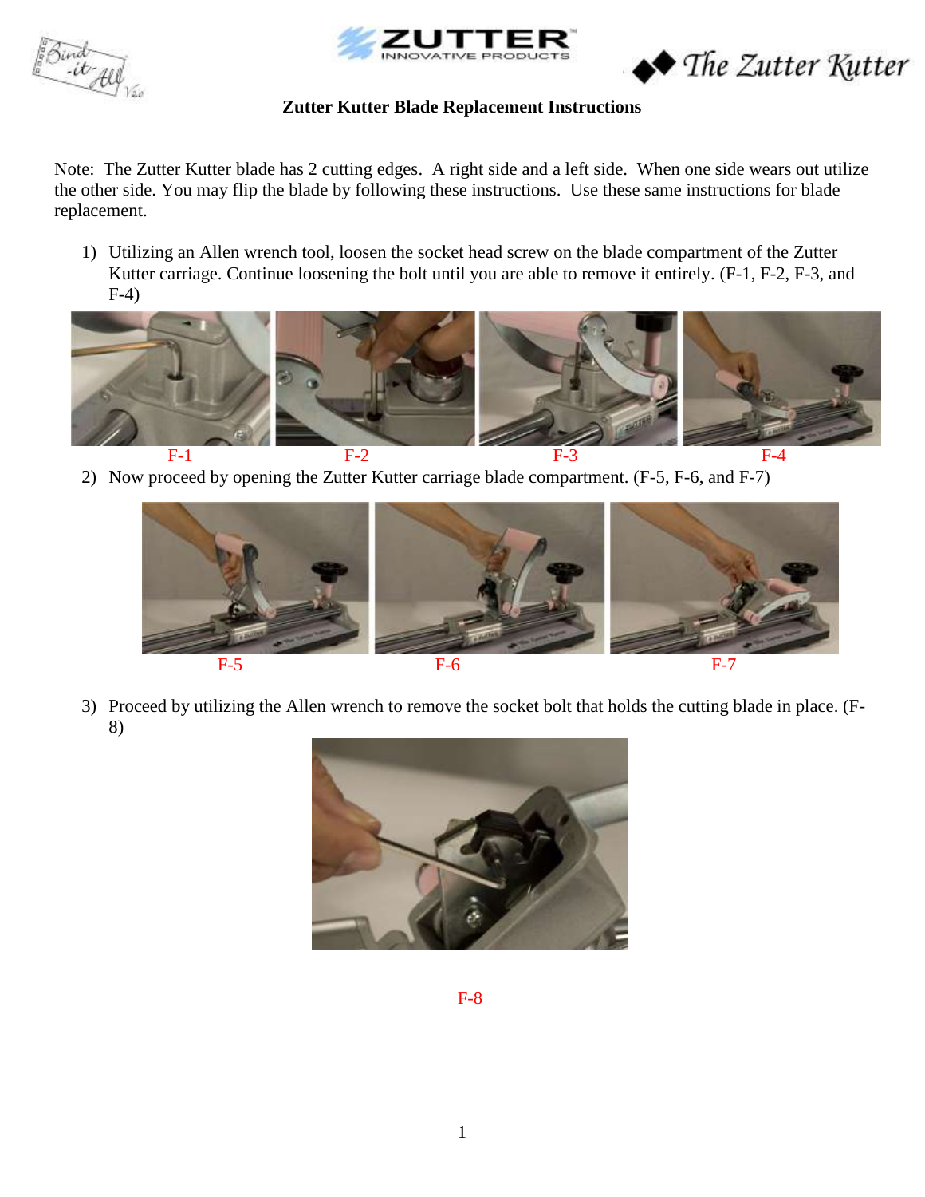# Zutter Kutter Blade Replacement Instructions

Note: The Zutter Kutter blade has 2 cutting edges. A right side and a left side. When one side wears out utilize the other side. You may flip the blade by following these instructions. Use these same instructions for blade replacement.

1) Utilizing an Allen wrench tool, loosen the socket head screw on the blade compartment of the Zutter Kutter carriage. Continue loosening the bolt until you are able to remove it entirely. (F-1, F-2, F-3, and F-4)

F-1 F-2 F-3 F-4

2) Now proceed by opening the Zutter Kutter carriage blade compartment. (F-5, F-6, and F-7)

F-5 F-6 F-7

3) Proceed by utilizing the Allen wrench to remove the socket bolt that holds the cutting blade in place. (F-8)

F-8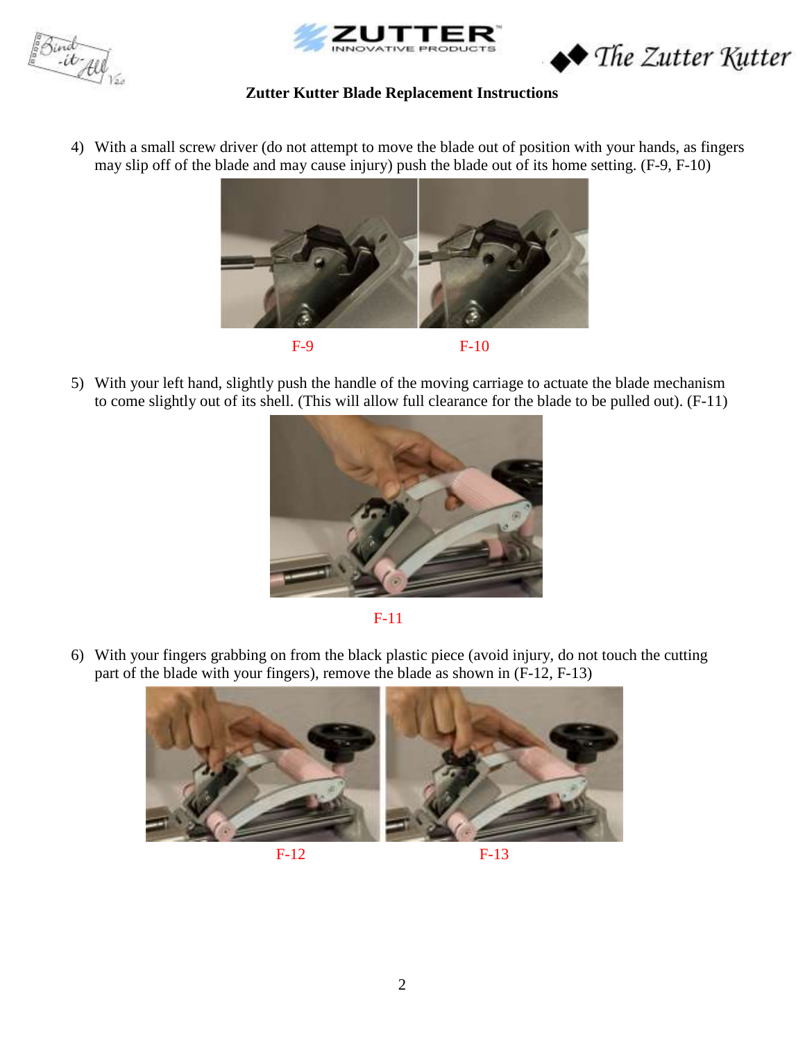**Zutter Kutter Blade Replacement Instructions**

4) With a small screw driver (do not attempt to move the blade out of position with your hands, as fingers may slip off of the blade and may cause injury) push the blade out of its home setting. (F-9, F-10)

F-9 F-10

5) With your left hand, slightly push the handle of the moving carriage to actuate the blade mechanism to come slightly out of its shell. (This will allow full clearance for the blade to be pulled out). (F-11)

F-11

6) With your fingers grabbing on from the black plastic piece (avoid injury, do not touch the cutting part of the blade with your fingers), remove the blade as shown in (F-12, F-13)

F-12 F-13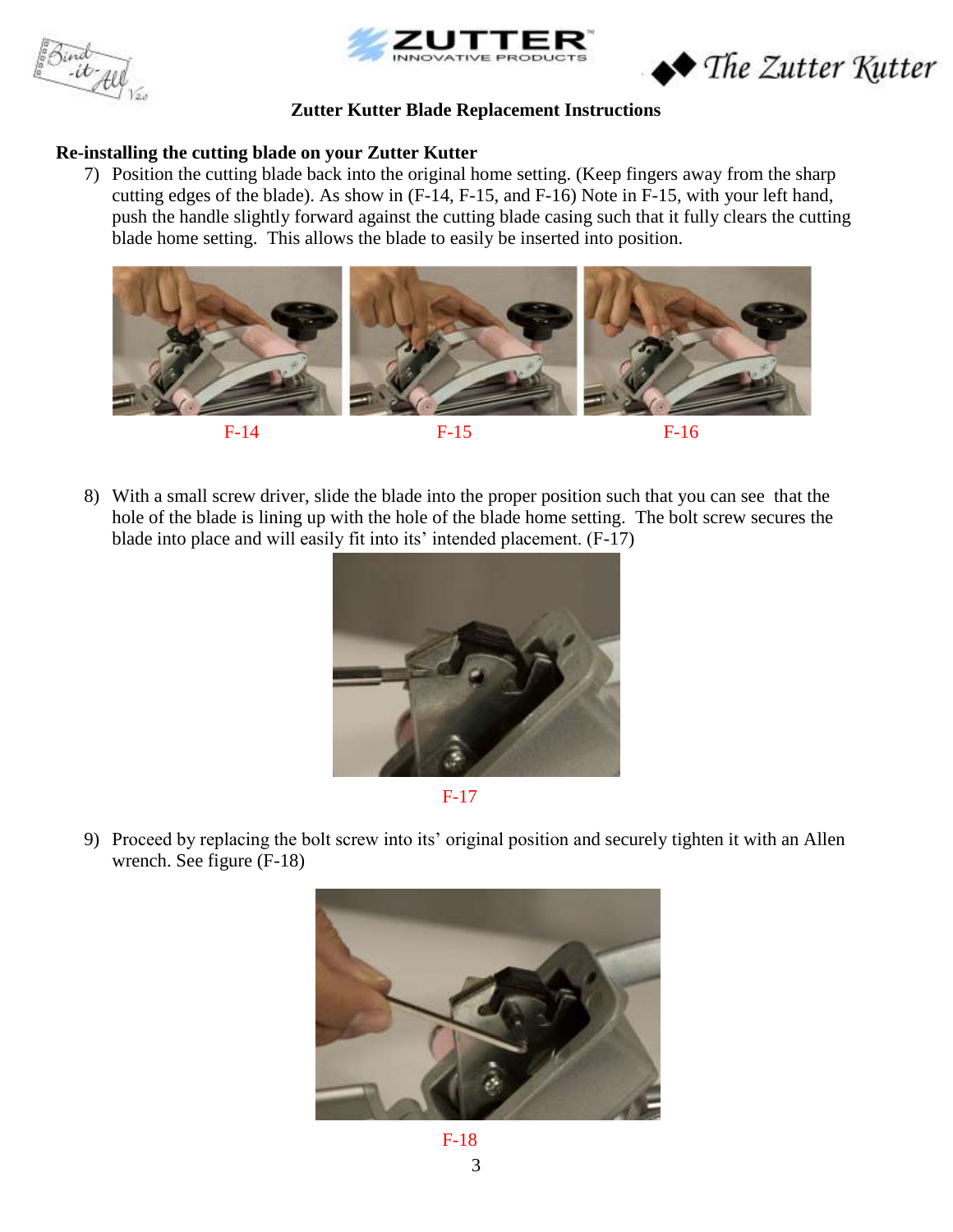**Zutter Kutter Blade Replacement Instructions**

**Re-installing the cutting blade on your Zutter Kutter**

7) Position the cutting blade back into the original home setting. (Keep fingers away from the sharp cutting edges of the blade). As show in (F-14, F-15, and F-16) Note in F-15, with your left hand, push the handle slightly forward against the cutting blade casing such that it fully clears the cutting blade home setting. This allows the blade to easily be inserted into position.

F-14 F-15 F-16

8) With a small screw driver, slide the blade into the proper position such that you can see that the hole of the blade is lining up with the hole of the blade home setting. The bolt screw secures the blade into place and will easily fit into its' intended placement. (F-17)

F-17

9) Proceed by replacing the bolt screw into its' original position and securely tighten it with an Allen wrench. See figure (F-18)

F-18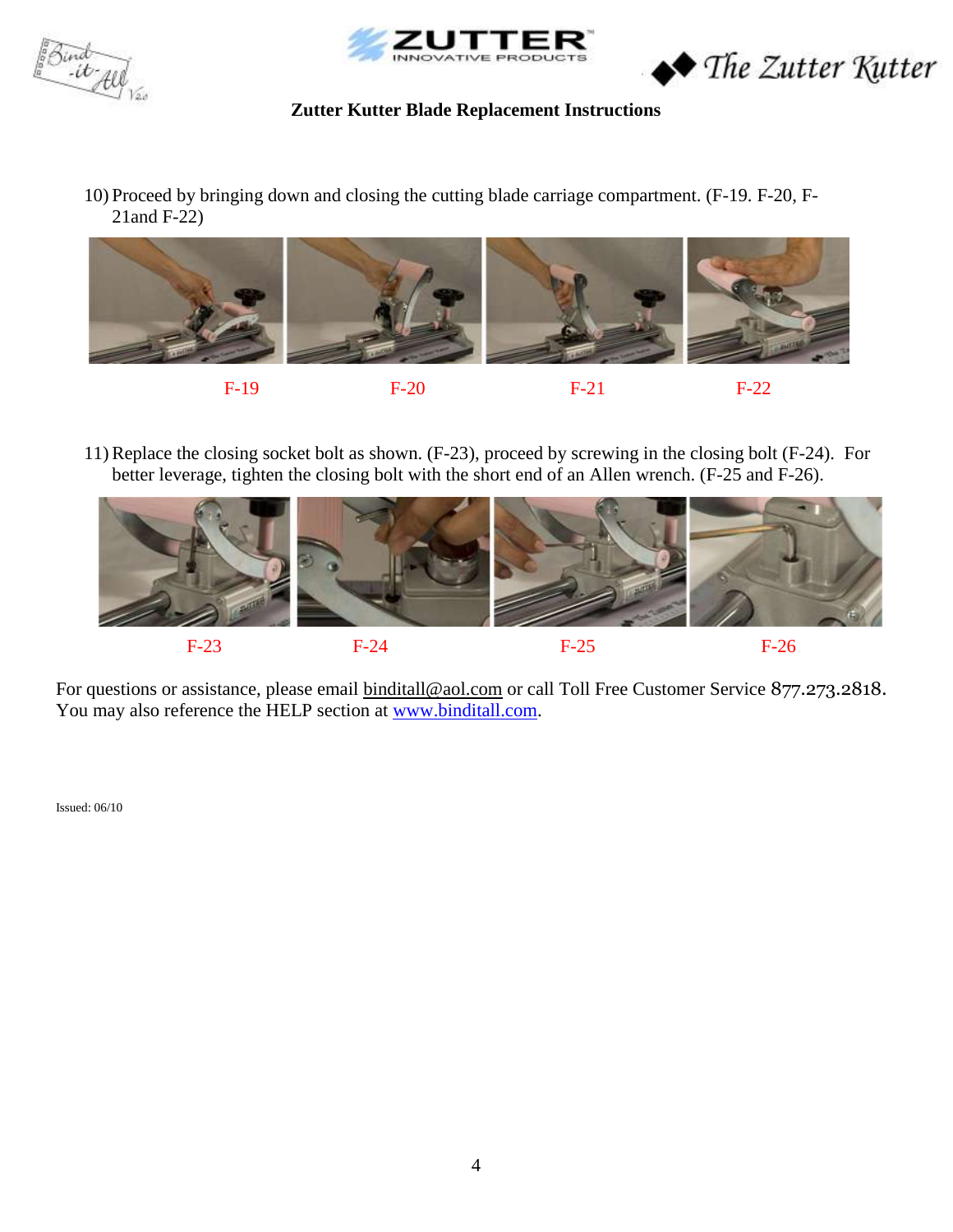**Zutter Kutter Blade Replacement Instructions**

10) Proceed by bringing down and closing the cutting blade carriage compartment. (F-19. F-20, F-21and F-22)

F-19 F-20 F-21 F-22

11) Replace the closing socket bolt as shown. (F-23), proceed by screwing in the closing bolt (F-24). For better leverage, tighten the closing bolt with the short end of an Allen wrench. (F-25 and F-26).

F-23 F-24 F-25 F-26

For questions or assistance, please email binditall@aol.com or call Toll Free Customer Service 877.273.2818. You may also reference the HELP section at www.binditall.com.

Issued: 06/10